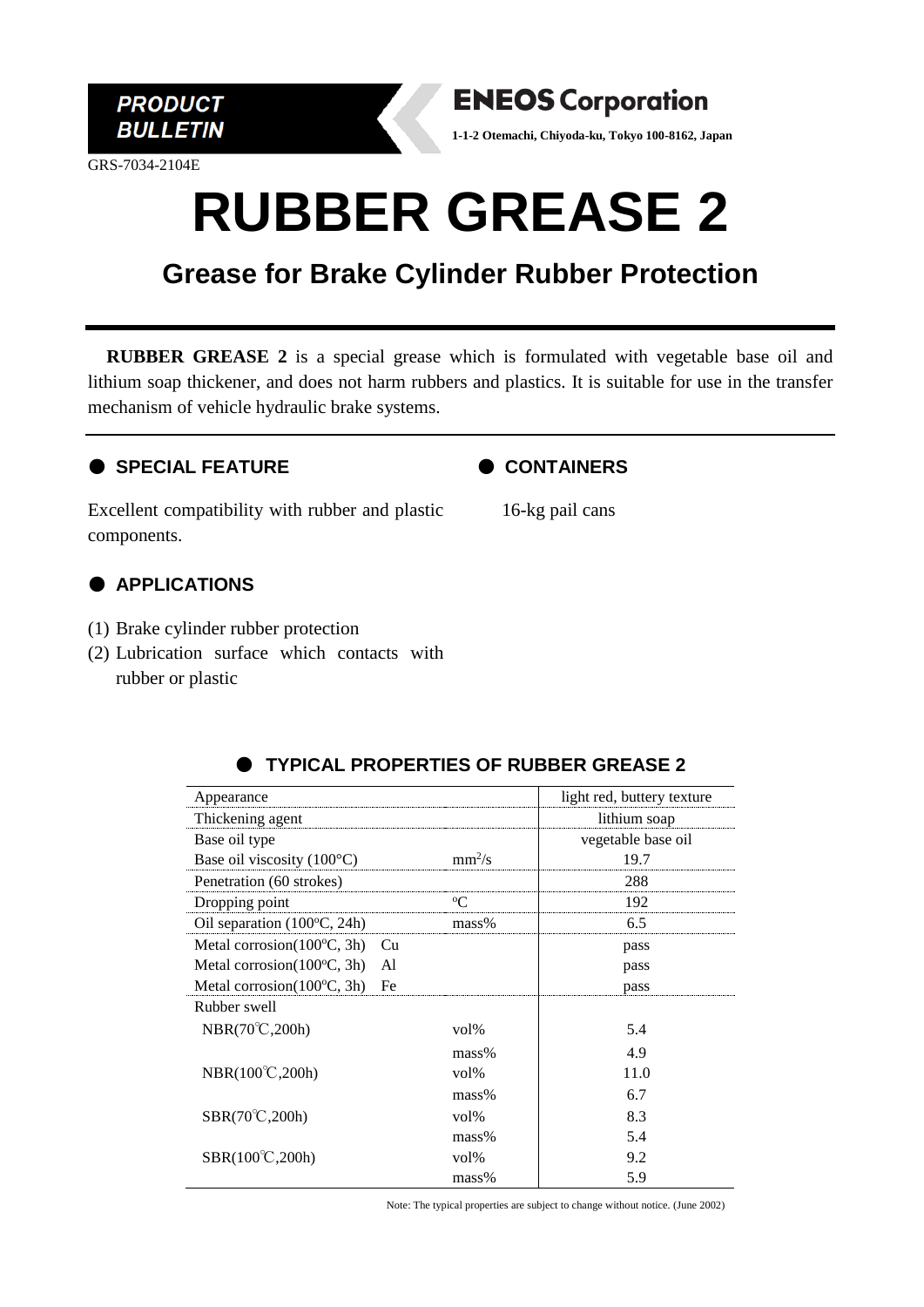**PRODUCT BULLETIN**

**ENEOS Corporation**

**1-1-2 Otemachi, Chiyoda-ku, Tokyo 100-8162, Japan**

GRS-7034-2104E

# RUBBER GREASE 2

## Grease for Brake Cylinder Rubber Protection

**RUBBER GREASE 2** is a special grease which is formulated with vegetable base oil and lithium soap thickener, and does not harm rubbers and plastics. It is suitable for use in the transfer mechanism of vehicle hydraulic brake systems.

### ● SPECIAL FEATURE

Excellent compatibility with rubber and plastic components.

### ● CONTAINERS

16-kg pail cans

### ● APPLICATIONS

(1) Brake cylinder rubber protection
(2) Lubrication surface which contacts with rubber or plastic

### ● TYPICAL PROPERTIES OF RUBBER GREASE 2

| | | |
|---|---|---|
| Appearance | | light red, buttery texture |
| Thickening agent | | lithium soap |
| Base oil type | | vegetable base oil |
| Base oil viscosity (100°C) | $mm^2/s$ | 19.7 |
| Penetration (60 strokes) | | 288 |
| Dropping point | °C | 192 |
| Oil separation (100°C, 24h) | mass% | 6.5 |
| Metal corrosion(100°C, 3h) Cu | | pass |
| Metal corrosion(100°C, 3h) Al | | pass |
| Metal corrosion(100°C, 3h) Fe | | pass |
| Rubber swell | | |
| NBR(70℃,200h) | vol% | 5.4 |
| | mass% | 4.9 |
| NBR(100℃,200h) | vol% | 11.0 |
| | mass% | 6.7 |
| SBR(70℃,200h) | vol% | 8.3 |
| | mass% | 5.4 |
| SBR(100℃,200h) | vol% | 9.2 |
| | mass% | 5.9 |

Note: The typical properties are subject to change without notice. (June 2002)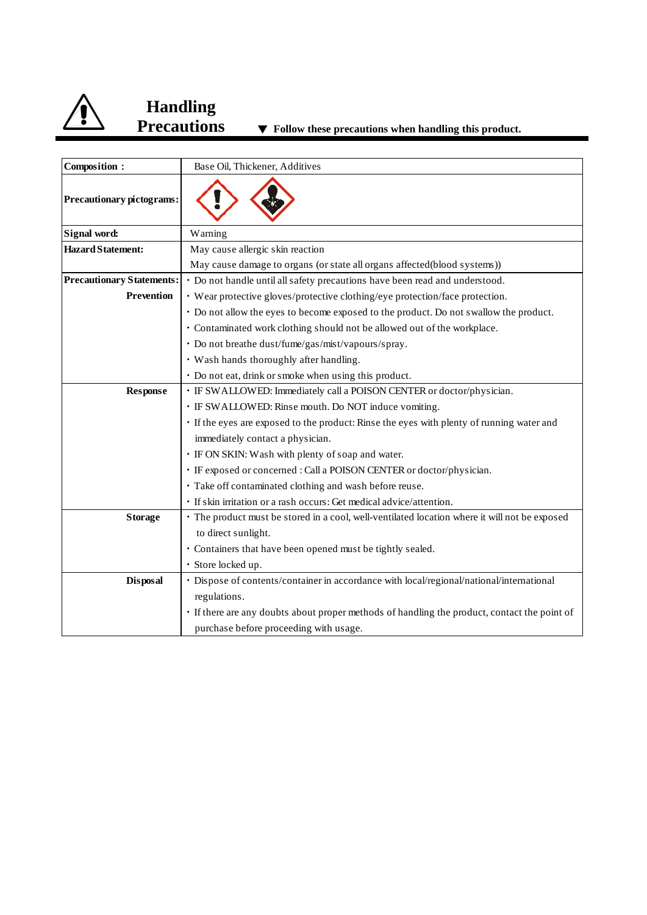# Handling Precautions

▼ **Follow these precautions when handling this product.**

| | |
|---|---|
| **Composition：** | Base Oil, Thickener, Additives |
| **Precautionary pictograms:** | |
| **Signal word:** | Warning |
| **Hazard Statement:** | May cause allergic skin reaction<br>May cause damage to organs (or state all organs affected(blood systems)) |
| **Precautionary Statements:**<br>**Prevention** | ・Do not handle until all safety precautions have been read and understood.<br>・Wear protective gloves/protective clothing/eye protection/face protection.<br>・Do not allow the eyes to become exposed to the product. Do not swallow the product.<br>・Contaminated work clothing should not be allowed out of the workplace.<br>・Do not breathe dust/fume/gas/mist/vapours/spray.<br>・Wash hands thoroughly after handling.<br>・Do not eat, drink or smoke when using this product. |
| **Response** | ・IF SWALLOWED: Immediately call a POISON CENTER or doctor/physician.<br>・IF SWALLOWED: Rinse mouth. Do NOT induce vomiting.<br>・If the eyes are exposed to the product: Rinse the eyes with plenty of running water and immediately contact a physician.<br>・IF ON SKIN: Wash with plenty of soap and water.<br>・IF exposed or concerned : Call a POISON CENTER or doctor/physician.<br>・Take off contaminated clothing and wash before reuse.<br>・If skin irritation or a rash occurs: Get medical advice/attention. |
| **Storage** | ・The product must be stored in a cool, well-ventilated location where it will not be exposed to direct sunlight.<br>・Containers that have been opened must be tightly sealed.<br>・Store locked up. |
| **Disposal** | ・Dispose of contents/container in accordance with local/regional/national/international regulations.<br>・If there are any doubts about proper methods of handling the product, contact the point of purchase before proceeding with usage. |